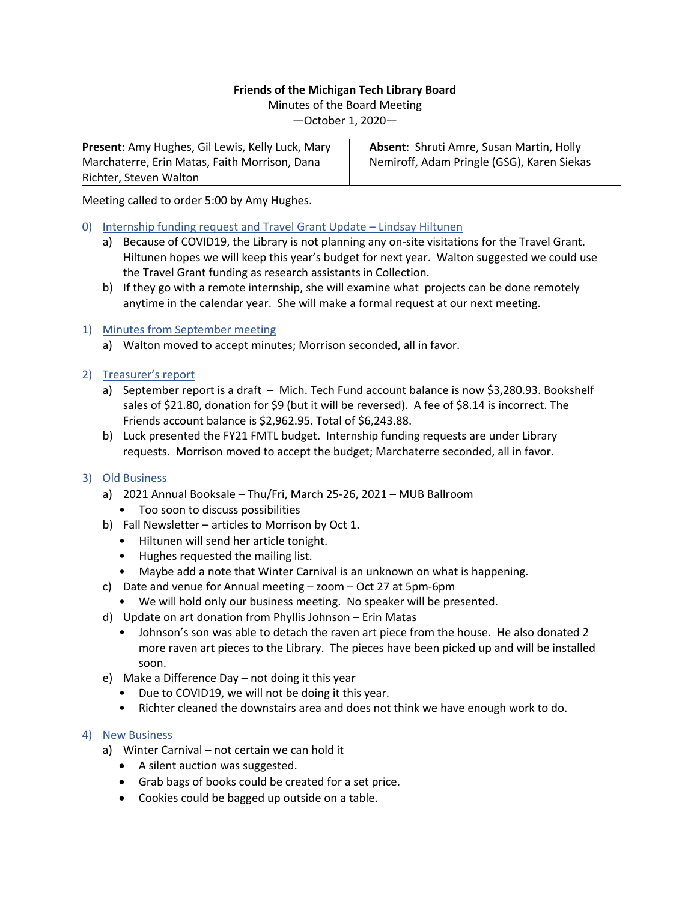**Friends of the Michigan Tech Library Board**

Minutes of the Board Meeting

—October 1, 2020—

| **Present**: Amy Hughes, Gil Lewis, Kelly Luck, Mary Marchaterre, Erin Matas, Faith Morrison, Dana Richter, Steven Walton | **Absent**: Shruti Amre, Susan Martin, Holly Nemiroff, Adam Pringle (GSG), Karen Siekas |
|---|---|

Meeting called to order 5:00 by Amy Hughes.

0) Internship funding request and Travel Grant Update – Lindsay Hiltunen
   a) Because of COVID19, the Library is not planning any on-site visitations for the Travel Grant. Hiltunen hopes we will keep this year's budget for next year. Walton suggested we could use the Travel Grant funding as research assistants in Collection.
   b) If they go with a remote internship, she will examine what projects can be done remotely anytime in the calendar year. She will make a formal request at our next meeting.

1) Minutes from September meeting
   a) Walton moved to accept minutes; Morrison seconded, all in favor.

2) Treasurer's report
   a) September report is a draft – Mich. Tech Fund account balance is now $3,280.93. Bookshelf sales of $21.80, donation for $9 (but it will be reversed). A fee of $8.14 is incorrect. The Friends account balance is $2,962.95. Total of $6,243.88.
   b) Luck presented the FY21 FMTL budget. Internship funding requests are under Library requests. Morrison moved to accept the budget; Marchaterre seconded, all in favor.

3) Old Business
   a) 2021 Annual Booksale – Thu/Fri, March 25-26, 2021 – MUB Ballroom
      - Too soon to discuss possibilities
   b) Fall Newsletter – articles to Morrison by Oct 1.
      - Hiltunen will send her article tonight.
      - Hughes requested the mailing list.
      - Maybe add a note that Winter Carnival is an unknown on what is happening.
   c) Date and venue for Annual meeting – zoom – Oct 27 at 5pm-6pm
      - We will hold only our business meeting. No speaker will be presented.
   d) Update on art donation from Phyllis Johnson – Erin Matas
      - Johnson's son was able to detach the raven art piece from the house. He also donated 2 more raven art pieces to the Library. The pieces have been picked up and will be installed soon.
   e) Make a Difference Day – not doing it this year
      - Due to COVID19, we will not be doing it this year.
      - Richter cleaned the downstairs area and does not think we have enough work to do.

4) New Business
   a) Winter Carnival – not certain we can hold it
      - A silent auction was suggested.
      - Grab bags of books could be created for a set price.
      - Cookies could be bagged up outside on a table.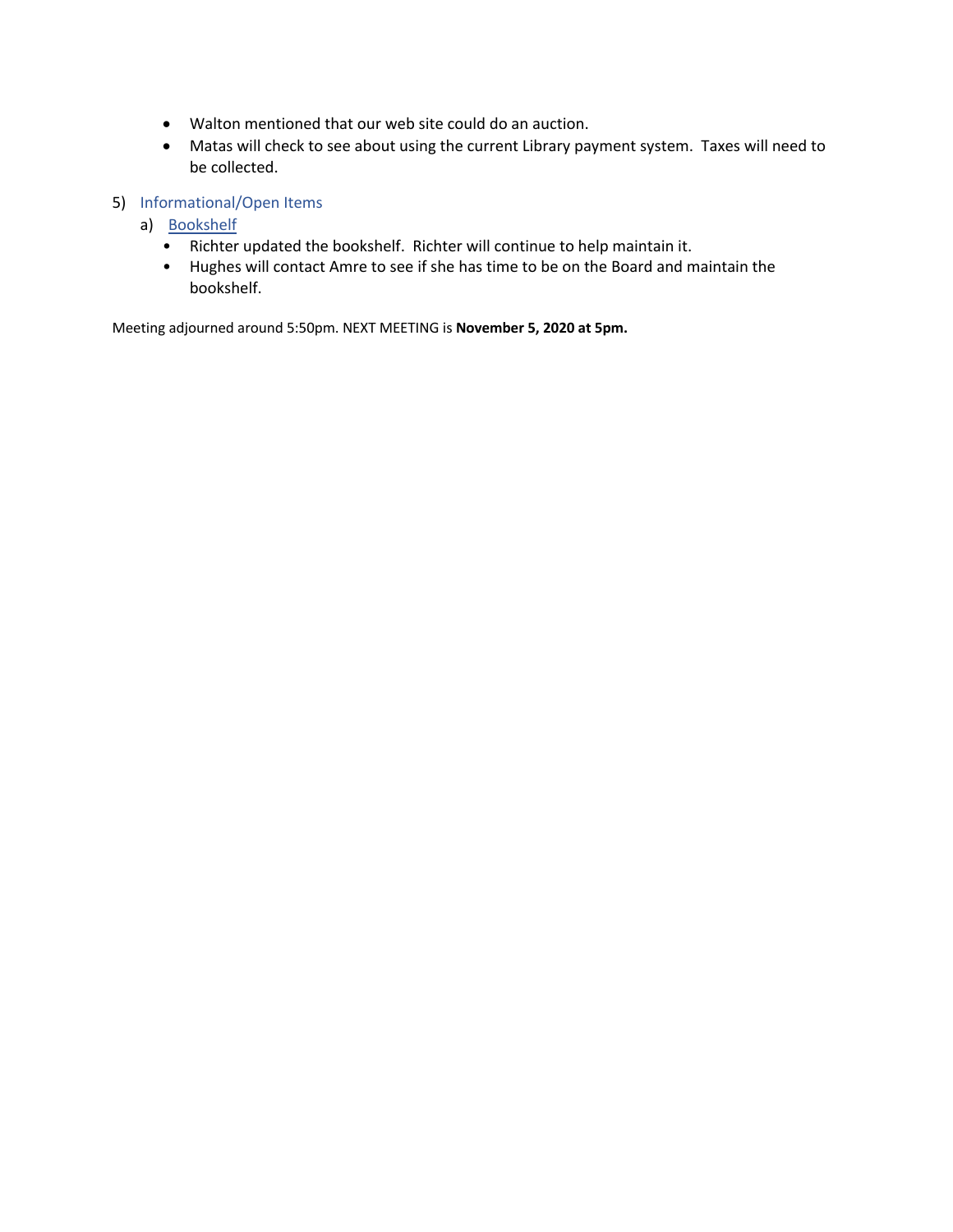- Walton mentioned that our web site could do an auction.
- Matas will check to see about using the current Library payment system. Taxes will need to be collected.

5) Informational/Open Items
   a) Bookshelf
      - Richter updated the bookshelf. Richter will continue to help maintain it.
      - Hughes will contact Amre to see if she has time to be on the Board and maintain the bookshelf.

Meeting adjourned around 5:50pm. NEXT MEETING is **November 5, 2020 at 5pm.**